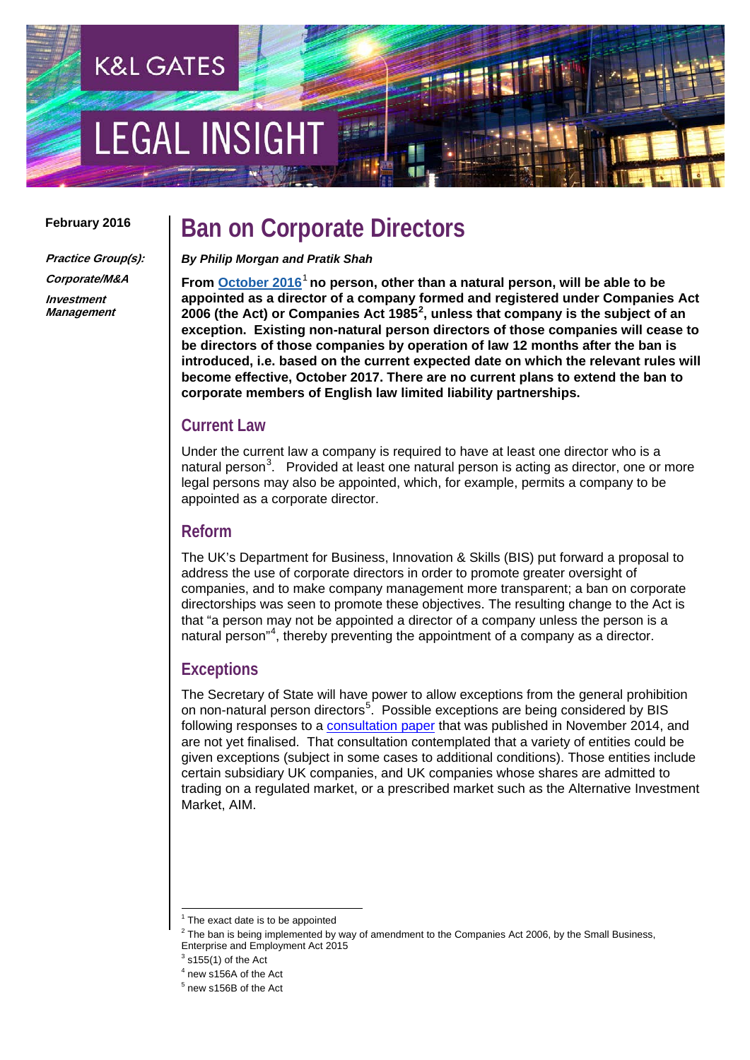February 2016

*Practice Group(s):*

*Corporate/M&A*

*Investment Management*

# Ban on Corporate Directors

***By Philip Morgan and Pratik Shah***

**From October 2016[1] no person, other than a natural person, will be able to be appointed as a director of a company formed and registered under Companies Act 2006 (the Act) or Companies Act 1985[2], unless that company is the subject of an exception. Existing non-natural person directors of those companies will cease to be directors of those companies by operation of law 12 months after the ban is introduced, i.e. based on the current expected date on which the relevant rules will become effective, October 2017. There are no current plans to extend the ban to corporate members of English law limited liability partnerships.**

## Current Law

Under the current law a company is required to have at least one director who is a natural person[3]. Provided at least one natural person is acting as director, one or more legal persons may also be appointed, which, for example, permits a company to be appointed as a corporate director.

## Reform

The UK's Department for Business, Innovation & Skills (BIS) put forward a proposal to address the use of corporate directors in order to promote greater oversight of companies, and to make company management more transparent; a ban on corporate directorships was seen to promote these objectives. The resulting change to the Act is that "a person may not be appointed a director of a company unless the person is a natural person"[4], thereby preventing the appointment of a company as a director.

## Exceptions

The Secretary of State will have power to allow exceptions from the general prohibition on non-natural person directors[5]. Possible exceptions are being considered by BIS following responses to a consultation paper that was published in November 2014, and are not yet finalised. That consultation contemplated that a variety of entities could be given exceptions (subject in some cases to additional conditions). Those entities include certain subsidiary UK companies, and UK companies whose shares are admitted to trading on a regulated market, or a prescribed market such as the Alternative Investment Market, AIM.

---

[1] The exact date is to be appointed

[2] The ban is being implemented by way of amendment to the Companies Act 2006, by the Small Business, Enterprise and Employment Act 2015

[3] s155(1) of the Act

[4] new s156A of the Act

[5] new s156B of the Act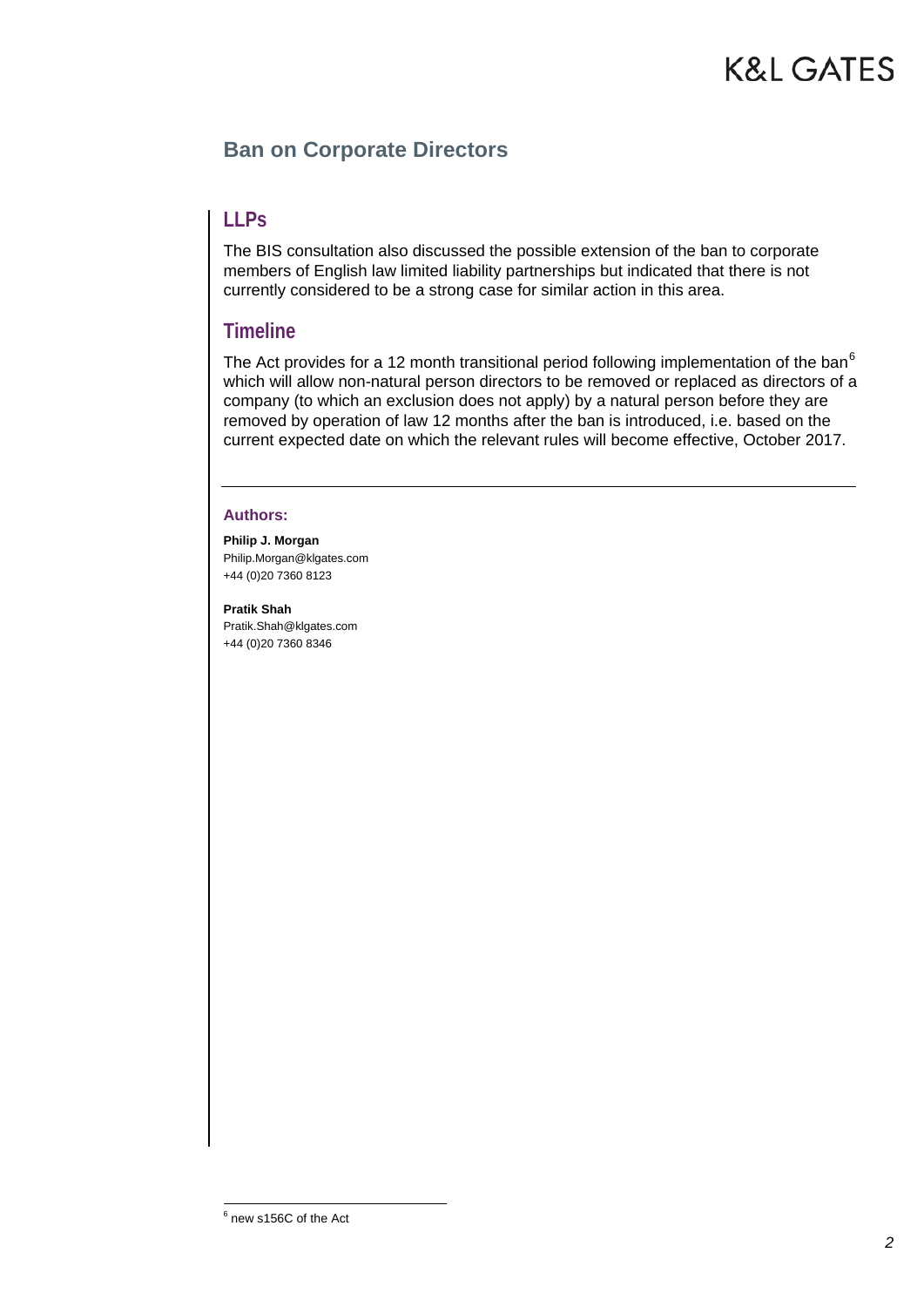## Ban on Corporate Directors

### LLPs

The BIS consultation also discussed the possible extension of the ban to corporate members of English law limited liability partnerships but indicated that there is not currently considered to be a strong case for similar action in this area.

### Timeline

The Act provides for a 12 month transitional period following implementation of the ban[6] which will allow non-natural person directors to be removed or replaced as directors of a company (to which an exclusion does not apply) by a natural person before they are removed by operation of law 12 months after the ban is introduced, i.e. based on the current expected date on which the relevant rules will become effective, October 2017.

---

**Authors:**

**Philip J. Morgan**
Philip.Morgan@klgates.com
+44 (0)20 7360 8123

**Pratik Shah**
Pratik.Shah@klgates.com
+44 (0)20 7360 8346

---

[6] new s156C of the Act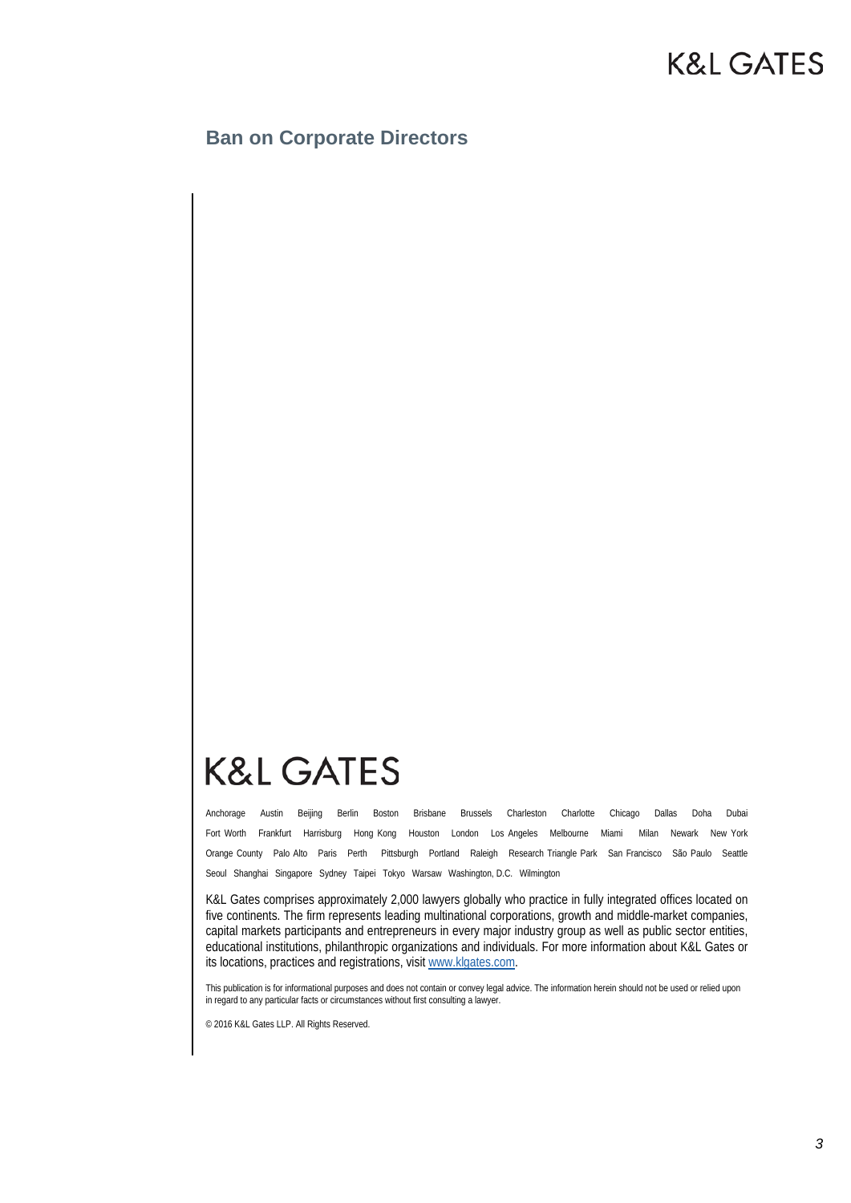## Ban on Corporate Directors

# K&L GATES

Anchorage Austin Beijing Berlin Boston Brisbane Brussels Charleston Charlotte Chicago Dallas Doha Dubai Fort Worth Frankfurt Harrisburg Hong Kong Houston London Los Angeles Melbourne Miami Milan Newark New York Orange County Palo Alto Paris Perth Pittsburgh Portland Raleigh Research Triangle Park San Francisco São Paulo Seattle Seoul Shanghai Singapore Sydney Taipei Tokyo Warsaw Washington, D.C. Wilmington

K&L Gates comprises approximately 2,000 lawyers globally who practice in fully integrated offices located on five continents. The firm represents leading multinational corporations, growth and middle-market companies, capital markets participants and entrepreneurs in every major industry group as well as public sector entities, educational institutions, philanthropic organizations and individuals. For more information about K&L Gates or its locations, practices and registrations, visit www.klgates.com.

This publication is for informational purposes and does not contain or convey legal advice. The information herein should not be used or relied upon in regard to any particular facts or circumstances without first consulting a lawyer.

© 2016 K&L Gates LLP. All Rights Reserved.